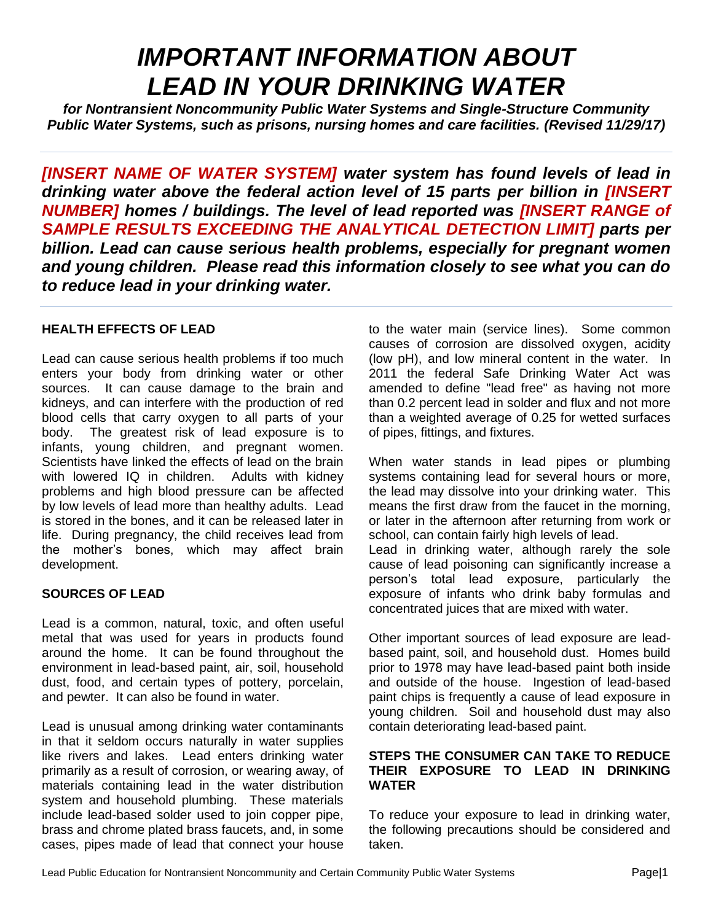# *IMPORTANT INFORMATION ABOUT LEAD IN YOUR DRINKING WATER*

***for Nontransient Noncommunity Public Water Systems and Single-Structure Community Public Water Systems, such as prisons, nursing homes and care facilities. (Revised 11/29/17)***

***[INSERT NAME OF WATER SYSTEM] water system has found levels of lead in drinking water above the federal action level of 15 parts per billion in [INSERT NUMBER] homes / buildings. The level of lead reported was [INSERT RANGE of SAMPLE RESULTS EXCEEDING THE ANALYTICAL DETECTION LIMIT] parts per billion. Lead can cause serious health problems, especially for pregnant women and young children. Please read this information closely to see what you can do to reduce lead in your drinking water.***

## HEALTH EFFECTS OF LEAD

Lead can cause serious health problems if too much enters your body from drinking water or other sources. It can cause damage to the brain and kidneys, and can interfere with the production of red blood cells that carry oxygen to all parts of your body. The greatest risk of lead exposure is to infants, young children, and pregnant women. Scientists have linked the effects of lead on the brain with lowered IQ in children. Adults with kidney problems and high blood pressure can be affected by low levels of lead more than healthy adults. Lead is stored in the bones, and it can be released later in life. During pregnancy, the child receives lead from the mother's bones, which may affect brain development.

## SOURCES OF LEAD

Lead is a common, natural, toxic, and often useful metal that was used for years in products found around the home. It can be found throughout the environment in lead-based paint, air, soil, household dust, food, and certain types of pottery, porcelain, and pewter. It can also be found in water.

Lead is unusual among drinking water contaminants in that it seldom occurs naturally in water supplies like rivers and lakes. Lead enters drinking water primarily as a result of corrosion, or wearing away, of materials containing lead in the water distribution system and household plumbing. These materials include lead-based solder used to join copper pipe, brass and chrome plated brass faucets, and, in some cases, pipes made of lead that connect your house to the water main (service lines). Some common causes of corrosion are dissolved oxygen, acidity (low pH), and low mineral content in the water. In 2011 the federal Safe Drinking Water Act was amended to define "lead free" as having not more than 0.2 percent lead in solder and flux and not more than a weighted average of 0.25 for wetted surfaces of pipes, fittings, and fixtures.

When water stands in lead pipes or plumbing systems containing lead for several hours or more, the lead may dissolve into your drinking water. This means the first draw from the faucet in the morning, or later in the afternoon after returning from work or school, can contain fairly high levels of lead.

Lead in drinking water, although rarely the sole cause of lead poisoning can significantly increase a person's total lead exposure, particularly the exposure of infants who drink baby formulas and concentrated juices that are mixed with water.

Other important sources of lead exposure are lead-based paint, soil, and household dust. Homes build prior to 1978 may have lead-based paint both inside and outside of the house. Ingestion of lead-based paint chips is frequently a cause of lead exposure in young children. Soil and household dust may also contain deteriorating lead-based paint.

## STEPS THE CONSUMER CAN TAKE TO REDUCE THEIR EXPOSURE TO LEAD IN DRINKING WATER

To reduce your exposure to lead in drinking water, the following precautions should be considered and taken.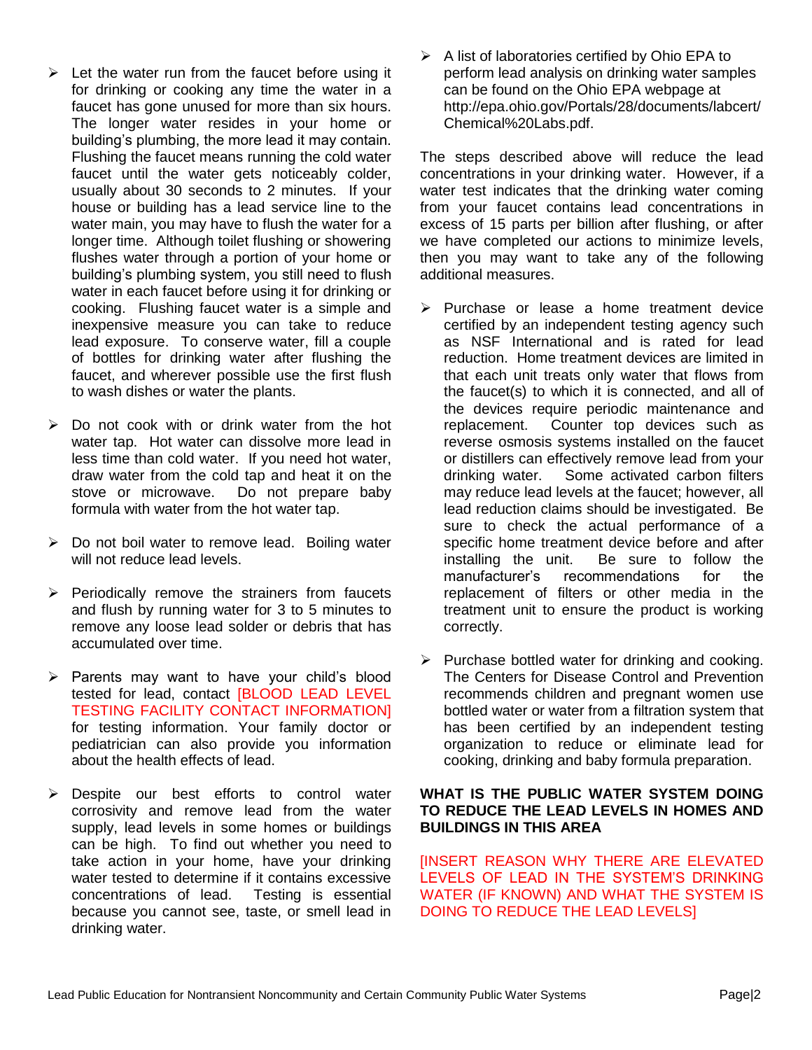- Let the water run from the faucet before using it for drinking or cooking any time the water in a faucet has gone unused for more than six hours. The longer water resides in your home or building's plumbing, the more lead it may contain. Flushing the faucet means running the cold water faucet until the water gets noticeably colder, usually about 30 seconds to 2 minutes. If your house or building has a lead service line to the water main, you may have to flush the water for a longer time. Although toilet flushing or showering flushes water through a portion of your home or building's plumbing system, you still need to flush water in each faucet before using it for drinking or cooking. Flushing faucet water is a simple and inexpensive measure you can take to reduce lead exposure. To conserve water, fill a couple of bottles for drinking water after flushing the faucet, and wherever possible use the first flush to wash dishes or water the plants.

- Do not cook with or drink water from the hot water tap. Hot water can dissolve more lead in less time than cold water. If you need hot water, draw water from the cold tap and heat it on the stove or microwave. Do not prepare baby formula with water from the hot water tap.

- Do not boil water to remove lead. Boiling water will not reduce lead levels.

- Periodically remove the strainers from faucets and flush by running water for 3 to 5 minutes to remove any loose lead solder or debris that has accumulated over time.

- Parents may want to have your child's blood tested for lead, contact [BLOOD LEAD LEVEL TESTING FACILITY CONTACT INFORMATION] for testing information. Your family doctor or pediatrician can also provide you information about the health effects of lead.

- Despite our best efforts to control water corrosivity and remove lead from the water supply, lead levels in some homes or buildings can be high. To find out whether you need to take action in your home, have your drinking water tested to determine if it contains excessive concentrations of lead. Testing is essential because you cannot see, taste, or smell lead in drinking water.

- A list of laboratories certified by Ohio EPA to perform lead analysis on drinking water samples can be found on the Ohio EPA webpage at http://epa.ohio.gov/Portals/28/documents/labcert/Chemical%20Labs.pdf.

The steps described above will reduce the lead concentrations in your drinking water. However, if a water test indicates that the drinking water coming from your faucet contains lead concentrations in excess of 15 parts per billion after flushing, or after we have completed our actions to minimize levels, then you may want to take any of the following additional measures.

- Purchase or lease a home treatment device certified by an independent testing agency such as NSF International and is rated for lead reduction. Home treatment devices are limited in that each unit treats only water that flows from the faucet(s) to which it is connected, and all of the devices require periodic maintenance and replacement. Counter top devices such as reverse osmosis systems installed on the faucet or distillers can effectively remove lead from your drinking water. Some activated carbon filters may reduce lead levels at the faucet; however, all lead reduction claims should be investigated. Be sure to check the actual performance of a specific home treatment device before and after installing the unit. Be sure to follow the manufacturer's recommendations for the replacement of filters or other media in the treatment unit to ensure the product is working correctly.

- Purchase bottled water for drinking and cooking. The Centers for Disease Control and Prevention recommends children and pregnant women use bottled water or water from a filtration system that has been certified by an independent testing organization to reduce or eliminate lead for cooking, drinking and baby formula preparation.

**WHAT IS THE PUBLIC WATER SYSTEM DOING TO REDUCE THE LEAD LEVELS IN HOMES AND BUILDINGS IN THIS AREA**

[INSERT REASON WHY THERE ARE ELEVATED LEVELS OF LEAD IN THE SYSTEM'S DRINKING WATER (IF KNOWN) AND WHAT THE SYSTEM IS DOING TO REDUCE THE LEAD LEVELS]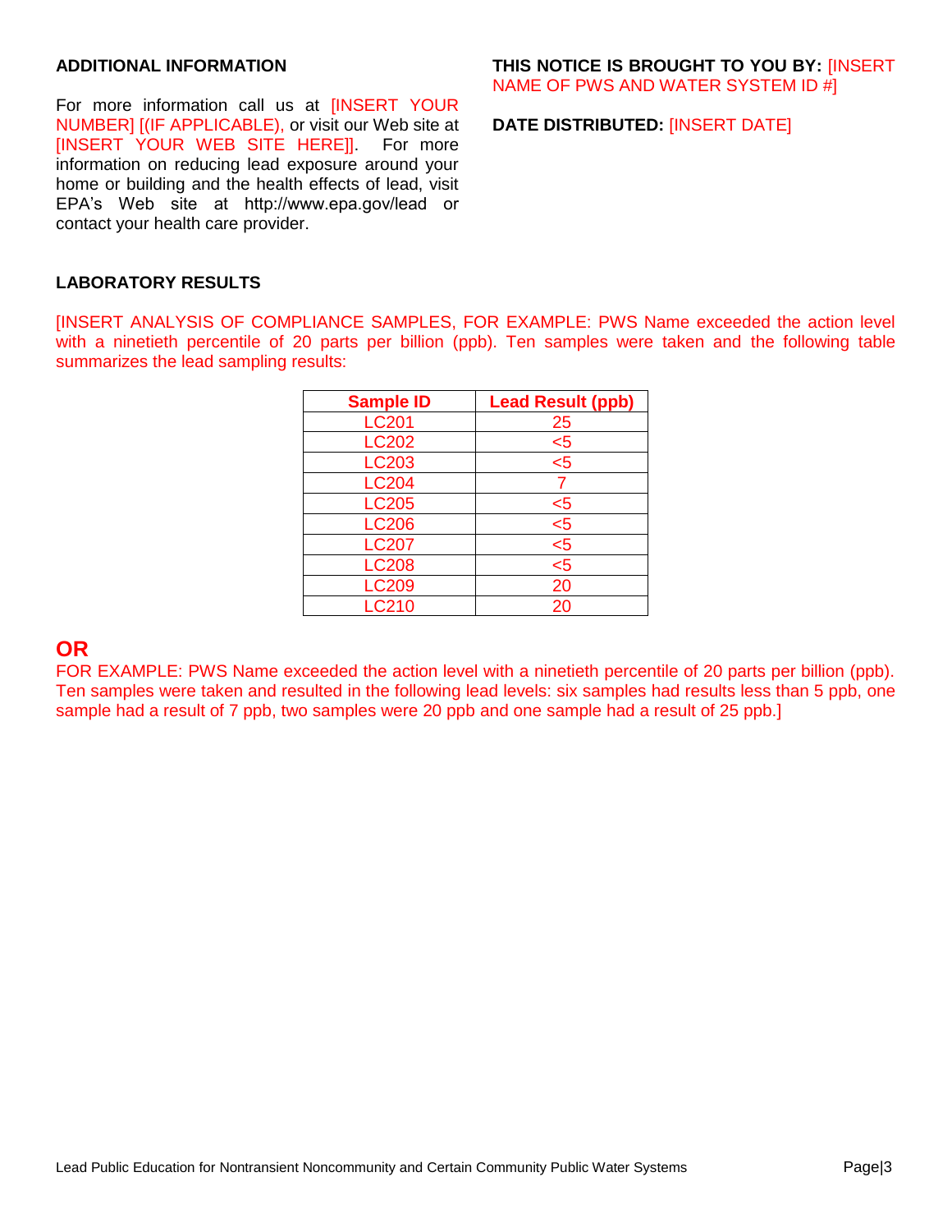### ADDITIONAL INFORMATION

For more information call us at [INSERT YOUR NUMBER] [(IF APPLICABLE), or visit our Web site at [INSERT YOUR WEB SITE HERE]]. For more information on reducing lead exposure around your home or building and the health effects of lead, visit EPA's Web site at http://www.epa.gov/lead or contact your health care provider.

**THIS NOTICE IS BROUGHT TO YOU BY:** [INSERT NAME OF PWS AND WATER SYSTEM ID #]

**DATE DISTRIBUTED:** [INSERT DATE]

### LABORATORY RESULTS

[INSERT ANALYSIS OF COMPLIANCE SAMPLES, FOR EXAMPLE: PWS Name exceeded the action level with a ninetieth percentile of 20 parts per billion (ppb). Ten samples were taken and the following table summarizes the lead sampling results:

| Sample ID | Lead Result (ppb) |
|---|---|
| LC201 | 25 |
| LC202 | <5 |
| LC203 | <5 |
| LC204 | 7 |
| LC205 | <5 |
| LC206 | <5 |
| LC207 | <5 |
| LC208 | <5 |
| LC209 | 20 |
| LC210 | 20 |

**OR**

FOR EXAMPLE: PWS Name exceeded the action level with a ninetieth percentile of 20 parts per billion (ppb). Ten samples were taken and resulted in the following lead levels: six samples had results less than 5 ppb, one sample had a result of 7 ppb, two samples were 20 ppb and one sample had a result of 25 ppb.]